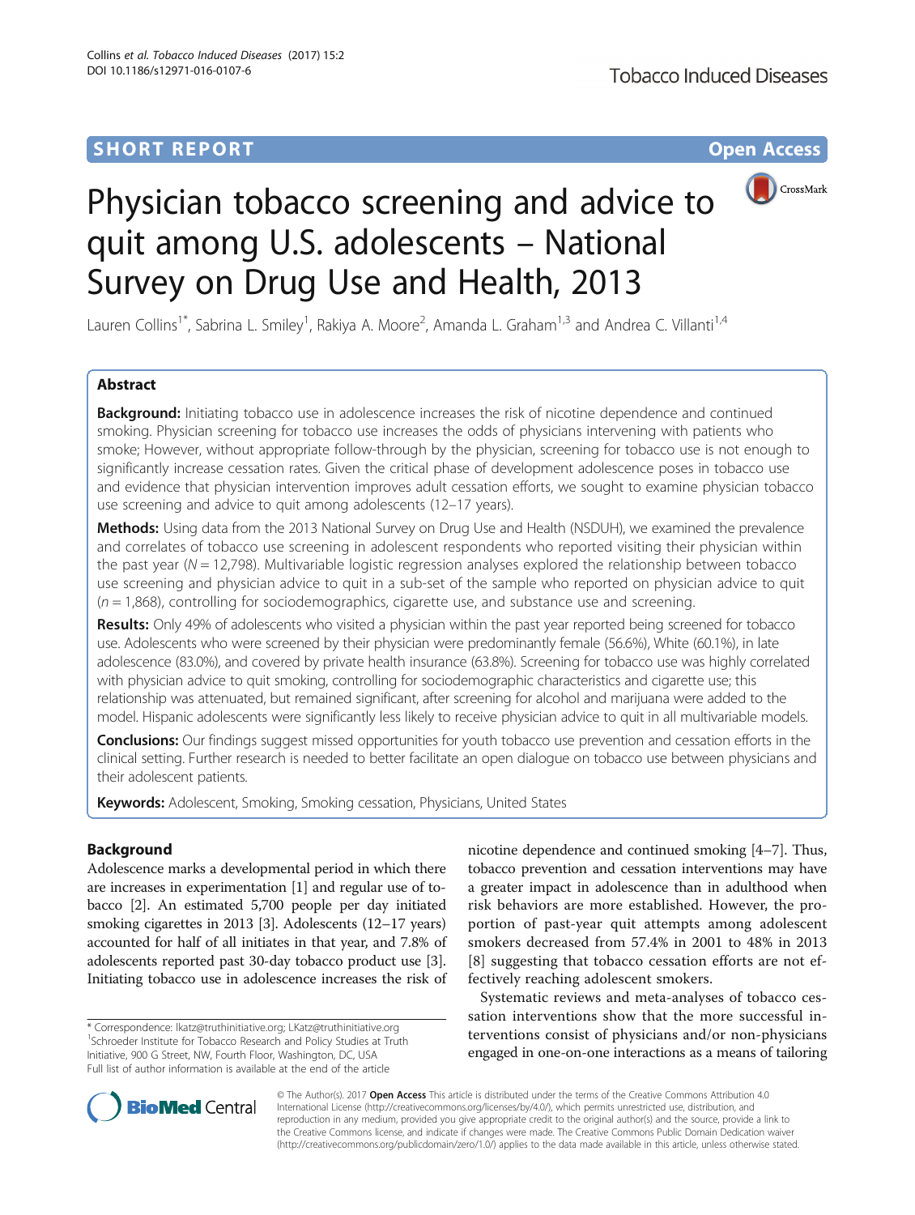**SHORT REPORT** **Open Access**

# Physician tobacco screening and advice to quit among U.S. adolescents – National Survey on Drug Use and Health, 2013

Lauren Collins[1*], Sabrina L. Smiley[1], Rakiya A. Moore[2], Amanda L. Graham[1,3] and Andrea C. Villanti[1,4]

## Abstract

**Background:** Initiating tobacco use in adolescence increases the risk of nicotine dependence and continued smoking. Physician screening for tobacco use increases the odds of physicians intervening with patients who smoke; However, without appropriate follow-through by the physician, screening for tobacco use is not enough to significantly increase cessation rates. Given the critical phase of development adolescence poses in tobacco use and evidence that physician intervention improves adult cessation efforts, we sought to examine physician tobacco use screening and advice to quit among adolescents (12–17 years).

**Methods:** Using data from the 2013 National Survey on Drug Use and Health (NSDUH), we examined the prevalence and correlates of tobacco use screening in adolescent respondents who reported visiting their physician within the past year ($N = 12,798$). Multivariable logistic regression analyses explored the relationship between tobacco use screening and physician advice to quit in a sub-set of the sample who reported on physician advice to quit ($n = 1,868$), controlling for sociodemographics, cigarette use, and substance use and screening.

**Results:** Only 49% of adolescents who visited a physician within the past year reported being screened for tobacco use. Adolescents who were screened by their physician were predominantly female (56.6%), White (60.1%), in late adolescence (83.0%), and covered by private health insurance (63.8%). Screening for tobacco use was highly correlated with physician advice to quit smoking, controlling for sociodemographic characteristics and cigarette use; this relationship was attenuated, but remained significant, after screening for alcohol and marijuana were added to the model. Hispanic adolescents were significantly less likely to receive physician advice to quit in all multivariable models.

**Conclusions:** Our findings suggest missed opportunities for youth tobacco use prevention and cessation efforts in the clinical setting. Further research is needed to better facilitate an open dialogue on tobacco use between physicians and their adolescent patients.

**Keywords:** Adolescent, Smoking, Smoking cessation, Physicians, United States

## Background

Adolescence marks a developmental period in which there are increases in experimentation [1] and regular use of tobacco [2]. An estimated 5,700 people per day initiated smoking cigarettes in 2013 [3]. Adolescents (12–17 years) accounted for half of all initiates in that year, and 7.8% of adolescents reported past 30-day tobacco product use [3]. Initiating tobacco use in adolescence increases the risk of nicotine dependence and continued smoking [4–7]. Thus, tobacco prevention and cessation interventions may have a greater impact in adolescence than in adulthood when risk behaviors are more established. However, the proportion of past-year quit attempts among adolescent smokers decreased from 57.4% in 2001 to 48% in 2013 [8] suggesting that tobacco cessation efforts are not effectively reaching adolescent smokers.

Systematic reviews and meta-analyses of tobacco cessation interventions show that the more successful interventions consist of physicians and/or non-physicians engaged in one-on-one interactions as a means of tailoring

\* Correspondence: lkatz@truthinitiative.org; LKatz@truthinitiative.org
[1]Schroeder Institute for Tobacco Research and Policy Studies at Truth Initiative, 900 G Street, NW, Fourth Floor, Washington, DC, USA
Full list of author information is available at the end of the article

© The Author(s). 2017 **Open Access** This article is distributed under the terms of the Creative Commons Attribution 4.0 International License (http://creativecommons.org/licenses/by/4.0/), which permits unrestricted use, distribution, and reproduction in any medium, provided you give appropriate credit to the original author(s) and the source, provide a link to the Creative Commons license, and indicate if changes were made. The Creative Commons Public Domain Dedication waiver (http://creativecommons.org/publicdomain/zero/1.0/) applies to the data made available in this article, unless otherwise stated.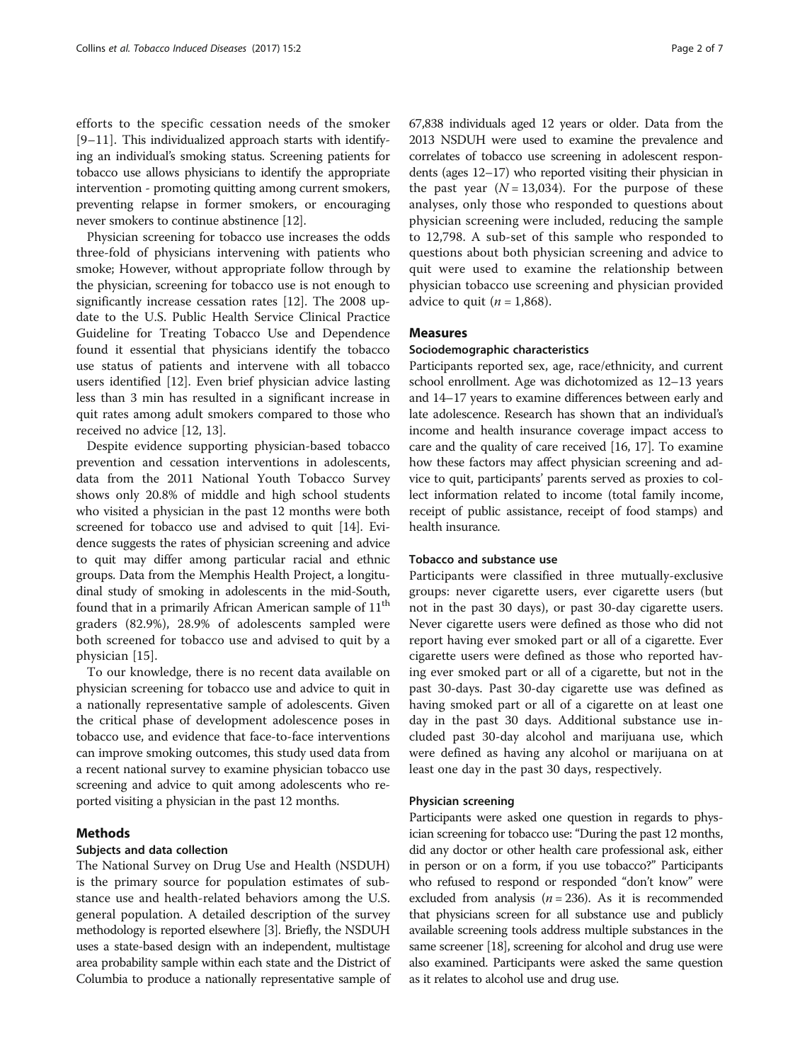efforts to the specific cessation needs of the smoker [9–11]. This individualized approach starts with identifying an individual's smoking status. Screening patients for tobacco use allows physicians to identify the appropriate intervention - promoting quitting among current smokers, preventing relapse in former smokers, or encouraging never smokers to continue abstinence [12].

Physician screening for tobacco use increases the odds three-fold of physicians intervening with patients who smoke; However, without appropriate follow through by the physician, screening for tobacco use is not enough to significantly increase cessation rates [12]. The 2008 update to the U.S. Public Health Service Clinical Practice Guideline for Treating Tobacco Use and Dependence found it essential that physicians identify the tobacco use status of patients and intervene with all tobacco users identified [12]. Even brief physician advice lasting less than 3 min has resulted in a significant increase in quit rates among adult smokers compared to those who received no advice [12, 13].

Despite evidence supporting physician-based tobacco prevention and cessation interventions in adolescents, data from the 2011 National Youth Tobacco Survey shows only 20.8% of middle and high school students who visited a physician in the past 12 months were both screened for tobacco use and advised to quit [14]. Evidence suggests the rates of physician screening and advice to quit may differ among particular racial and ethnic groups. Data from the Memphis Health Project, a longitudinal study of smoking in adolescents in the mid-South, found that in a primarily African American sample of 11th graders (82.9%), 28.9% of adolescents sampled were both screened for tobacco use and advised to quit by a physician [15].

To our knowledge, there is no recent data available on physician screening for tobacco use and advice to quit in a nationally representative sample of adolescents. Given the critical phase of development adolescence poses in tobacco use, and evidence that face-to-face interventions can improve smoking outcomes, this study used data from a recent national survey to examine physician tobacco use screening and advice to quit among adolescents who reported visiting a physician in the past 12 months.

## Methods

### Subjects and data collection

The National Survey on Drug Use and Health (NSDUH) is the primary source for population estimates of substance use and health-related behaviors among the U.S. general population. A detailed description of the survey methodology is reported elsewhere [3]. Briefly, the NSDUH uses a state-based design with an independent, multistage area probability sample within each state and the District of Columbia to produce a nationally representative sample of 67,838 individuals aged 12 years or older. Data from the 2013 NSDUH were used to examine the prevalence and correlates of tobacco use screening in adolescent respondents (ages 12–17) who reported visiting their physician in the past year ($N = 13,034$). For the purpose of these analyses, only those who responded to questions about physician screening were included, reducing the sample to 12,798. A sub-set of this sample who responded to questions about both physician screening and advice to quit were used to examine the relationship between physician tobacco use screening and physician provided advice to quit ($n = 1,868$).

### Measures

#### Sociodemographic characteristics

Participants reported sex, age, race/ethnicity, and current school enrollment. Age was dichotomized as 12–13 years and 14–17 years to examine differences between early and late adolescence. Research has shown that an individual's income and health insurance coverage impact access to care and the quality of care received [16, 17]. To examine how these factors may affect physician screening and advice to quit, participants' parents served as proxies to collect information related to income (total family income, receipt of public assistance, receipt of food stamps) and health insurance.

#### Tobacco and substance use

Participants were classified in three mutually-exclusive groups: never cigarette users, ever cigarette users (but not in the past 30 days), or past 30-day cigarette users. Never cigarette users were defined as those who did not report having ever smoked part or all of a cigarette. Ever cigarette users were defined as those who reported having ever smoked part or all of a cigarette, but not in the past 30-days. Past 30-day cigarette use was defined as having smoked part or all of a cigarette on at least one day in the past 30 days. Additional substance use included past 30-day alcohol and marijuana use, which were defined as having any alcohol or marijuana on at least one day in the past 30 days, respectively.

#### Physician screening

Participants were asked one question in regards to physician screening for tobacco use: "During the past 12 months, did any doctor or other health care professional ask, either in person or on a form, if you use tobacco?" Participants who refused to respond or responded "don't know" were excluded from analysis ($n = 236$). As it is recommended that physicians screen for all substance use and publicly available screening tools address multiple substances in the same screener [18], screening for alcohol and drug use were also examined. Participants were asked the same question as it relates to alcohol use and drug use.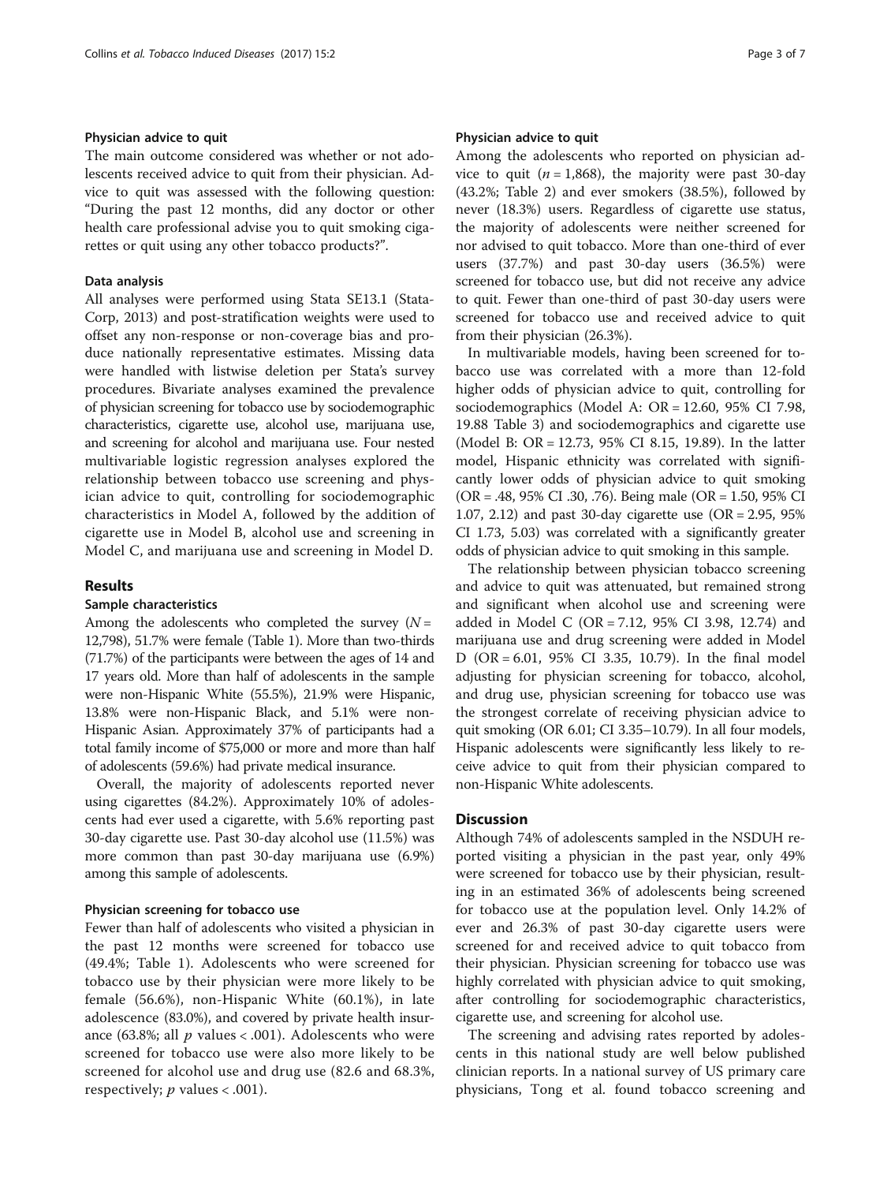### Physician advice to quit

The main outcome considered was whether or not adolescents received advice to quit from their physician. Advice to quit was assessed with the following question: "During the past 12 months, did any doctor or other health care professional advise you to quit smoking cigarettes or quit using any other tobacco products?".

### Data analysis

All analyses were performed using Stata SE13.1 (StataCorp, 2013) and post-stratification weights were used to offset any non-response or non-coverage bias and produce nationally representative estimates. Missing data were handled with listwise deletion per Stata's survey procedures. Bivariate analyses examined the prevalence of physician screening for tobacco use by sociodemographic characteristics, cigarette use, alcohol use, marijuana use, and screening for alcohol and marijuana use. Four nested multivariable logistic regression analyses explored the relationship between tobacco use screening and physician advice to quit, controlling for sociodemographic characteristics in Model A, followed by the addition of cigarette use in Model B, alcohol use and screening in Model C, and marijuana use and screening in Model D.

## Results

### Sample characteristics

Among the adolescents who completed the survey ($N$ = 12,798), 51.7% were female (Table 1). More than two-thirds (71.7%) of the participants were between the ages of 14 and 17 years old. More than half of adolescents in the sample were non-Hispanic White (55.5%), 21.9% were Hispanic, 13.8% were non-Hispanic Black, and 5.1% were non-Hispanic Asian. Approximately 37% of participants had a total family income of $75,000 or more and more than half of adolescents (59.6%) had private medical insurance.

Overall, the majority of adolescents reported never using cigarettes (84.2%). Approximately 10% of adolescents had ever used a cigarette, with 5.6% reporting past 30-day cigarette use. Past 30-day alcohol use (11.5%) was more common than past 30-day marijuana use (6.9%) among this sample of adolescents.

### Physician screening for tobacco use

Fewer than half of adolescents who visited a physician in the past 12 months were screened for tobacco use (49.4%; Table 1). Adolescents who were screened for tobacco use by their physician were more likely to be female (56.6%), non-Hispanic White (60.1%), in late adolescence (83.0%), and covered by private health insurance (63.8%; all $p$ values < .001). Adolescents who were screened for tobacco use were also more likely to be screened for alcohol use and drug use (82.6 and 68.3%, respectively; $p$ values < .001).

### Physician advice to quit

Among the adolescents who reported on physician advice to quit ($n$ = 1,868), the majority were past 30-day (43.2%; Table 2) and ever smokers (38.5%), followed by never (18.3%) users. Regardless of cigarette use status, the majority of adolescents were neither screened for nor advised to quit tobacco. More than one-third of ever users (37.7%) and past 30-day users (36.5%) were screened for tobacco use, but did not receive any advice to quit. Fewer than one-third of past 30-day users were screened for tobacco use and received advice to quit from their physician (26.3%).

In multivariable models, having been screened for tobacco use was correlated with a more than 12-fold higher odds of physician advice to quit, controlling for sociodemographics (Model A: OR = 12.60, 95% CI 7.98, 19.88 Table 3) and sociodemographics and cigarette use (Model B: OR = 12.73, 95% CI 8.15, 19.89). In the latter model, Hispanic ethnicity was correlated with significantly lower odds of physician advice to quit smoking (OR = .48, 95% CI .30, .76). Being male (OR = 1.50, 95% CI 1.07, 2.12) and past 30-day cigarette use (OR = 2.95, 95% CI 1.73, 5.03) was correlated with a significantly greater odds of physician advice to quit smoking in this sample.

The relationship between physician tobacco screening and advice to quit was attenuated, but remained strong and significant when alcohol use and screening were added in Model C (OR = 7.12, 95% CI 3.98, 12.74) and marijuana use and drug screening were added in Model D (OR = 6.01, 95% CI 3.35, 10.79). In the final model adjusting for physician screening for tobacco, alcohol, and drug use, physician screening for tobacco use was the strongest correlate of receiving physician advice to quit smoking (OR 6.01; CI 3.35–10.79). In all four models, Hispanic adolescents were significantly less likely to receive advice to quit from their physician compared to non-Hispanic White adolescents.

## Discussion

Although 74% of adolescents sampled in the NSDUH reported visiting a physician in the past year, only 49% were screened for tobacco use by their physician, resulting in an estimated 36% of adolescents being screened for tobacco use at the population level. Only 14.2% of ever and 26.3% of past 30-day cigarette users were screened for and received advice to quit tobacco from their physician. Physician screening for tobacco use was highly correlated with physician advice to quit smoking, after controlling for sociodemographic characteristics, cigarette use, and screening for alcohol use.

The screening and advising rates reported by adolescents in this national study are well below published clinician reports. In a national survey of US primary care physicians, Tong et al. found tobacco screening and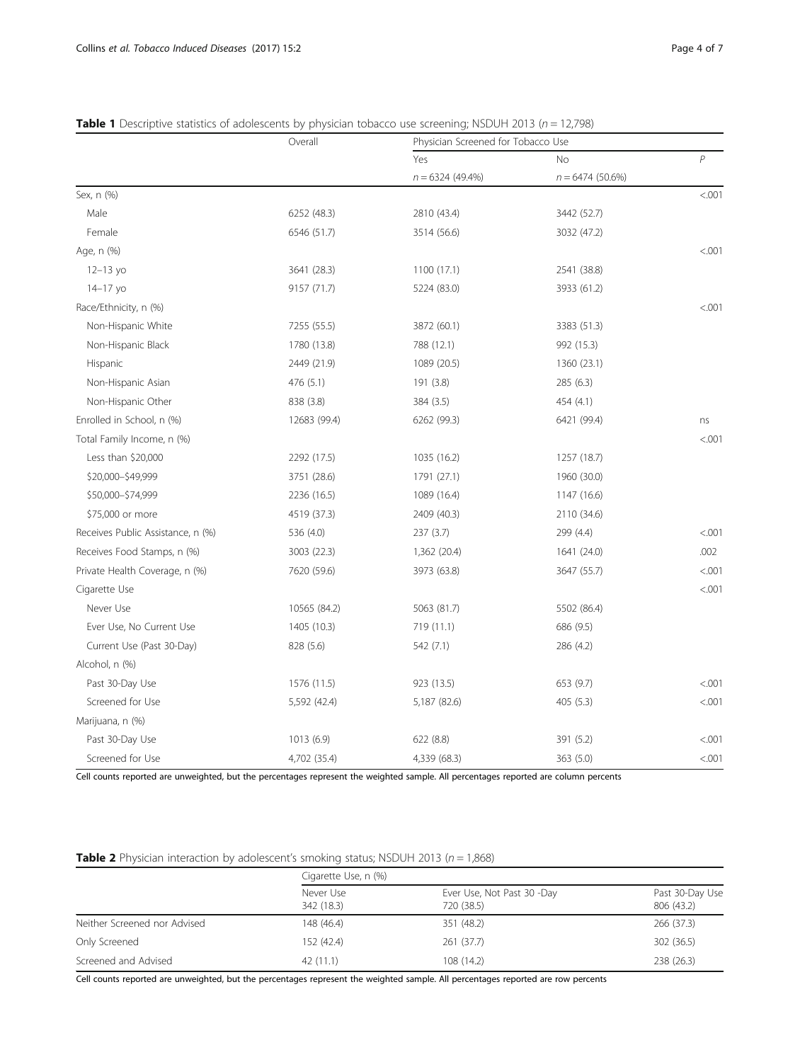**Table 1** Descriptive statistics of adolescents by physician tobacco use screening; NSDUH 2013 ($n = 12,798$)

| | Overall | Physician Screened for Tobacco Use | | |
|---|---|---|---|---|
| | | Yes | No | *P* |
| | | $n = 6324$ (49.4%) | $n = 6474$ (50.6%) | |
| Sex, n (%) | | | | <.001 |
| Male | 6252 (48.3) | 2810 (43.4) | 3442 (52.7) | |
| Female | 6546 (51.7) | 3514 (56.6) | 3032 (47.2) | |
| Age, n (%) | | | | <.001 |
| 12–13 yo | 3641 (28.3) | 1100 (17.1) | 2541 (38.8) | |
| 14–17 yo | 9157 (71.7) | 5224 (83.0) | 3933 (61.2) | |
| Race/Ethnicity, n (%) | | | | <.001 |
| Non-Hispanic White | 7255 (55.5) | 3872 (60.1) | 3383 (51.3) | |
| Non-Hispanic Black | 1780 (13.8) | 788 (12.1) | 992 (15.3) | |
| Hispanic | 2449 (21.9) | 1089 (20.5) | 1360 (23.1) | |
| Non-Hispanic Asian | 476 (5.1) | 191 (3.8) | 285 (6.3) | |
| Non-Hispanic Other | 838 (3.8) | 384 (3.5) | 454 (4.1) | |
| Enrolled in School, n (%) | 12683 (99.4) | 6262 (99.3) | 6421 (99.4) | ns |
| Total Family Income, n (%) | | | | <.001 |
| Less than $20,000 | 2292 (17.5) | 1035 (16.2) | 1257 (18.7) | |
| $20,000–$49,999 | 3751 (28.6) | 1791 (27.1) | 1960 (30.0) | |
| $50,000–$74,999 | 2236 (16.5) | 1089 (16.4) | 1147 (16.6) | |
| $75,000 or more | 4519 (37.3) | 2409 (40.3) | 2110 (34.6) | |
| Receives Public Assistance, n (%) | 536 (4.0) | 237 (3.7) | 299 (4.4) | <.001 |
| Receives Food Stamps, n (%) | 3003 (22.3) | 1,362 (20.4) | 1641 (24.0) | .002 |
| Private Health Coverage, n (%) | 7620 (59.6) | 3973 (63.8) | 3647 (55.7) | <.001 |
| Cigarette Use | | | | <.001 |
| Never Use | 10565 (84.2) | 5063 (81.7) | 5502 (86.4) | |
| Ever Use, No Current Use | 1405 (10.3) | 719 (11.1) | 686 (9.5) | |
| Current Use (Past 30-Day) | 828 (5.6) | 542 (7.1) | 286 (4.2) | |
| Alcohol, n (%) | | | | |
| Past 30-Day Use | 1576 (11.5) | 923 (13.5) | 653 (9.7) | <.001 |
| Screened for Use | 5,592 (42.4) | 5,187 (82.6) | 405 (5.3) | <.001 |
| Marijuana, n (%) | | | | |
| Past 30-Day Use | 1013 (6.9) | 622 (8.8) | 391 (5.2) | <.001 |
| Screened for Use | 4,702 (35.4) | 4,339 (68.3) | 363 (5.0) | <.001 |

Cell counts reported are unweighted, but the percentages represent the weighted sample. All percentages reported are column percents

**Table 2** Physician interaction by adolescent's smoking status; NSDUH 2013 ($n = 1,868$)

| | Cigarette Use, n (%) | | |
|---|---|---|---|
| | Never Use 342 (18.3) | Ever Use, Not Past 30 -Day 720 (38.5) | Past 30-Day Use 806 (43.2) |
| Neither Screened nor Advised | 148 (46.4) | 351 (48.2) | 266 (37.3) |
| Only Screened | 152 (42.4) | 261 (37.7) | 302 (36.5) |
| Screened and Advised | 42 (11.1) | 108 (14.2) | 238 (26.3) |

Cell counts reported are unweighted, but the percentages represent the weighted sample. All percentages reported are row percents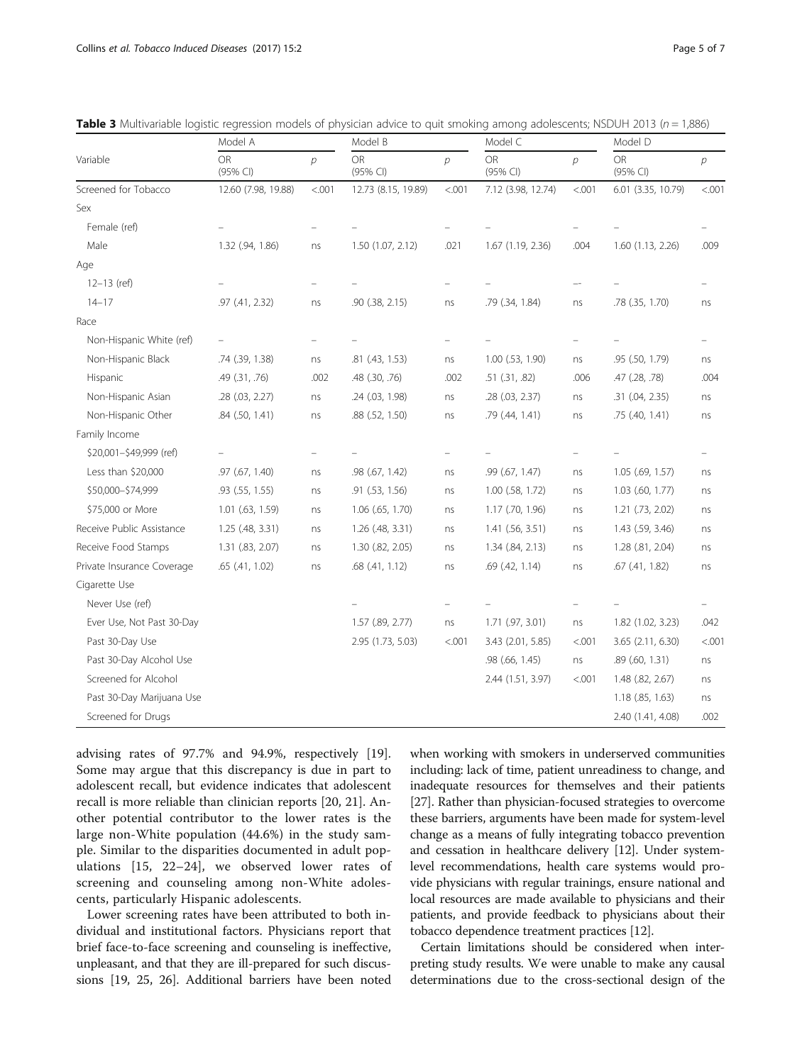**Table 3** Multivariable logistic regression models of physician advice to quit smoking among adolescents; NSDUH 2013 ($n$ = 1,886)

| Variable | Model A | | Model B | | Model C | | Model D | |
|---|---|---|---|---|---|---|---|---|
| | OR (95% CI) | $p$ | OR (95% CI) | $p$ | OR (95% CI) | $p$ | OR (95% CI) | $p$ |
| Screened for Tobacco | 12.60 (7.98, 19.88) | <.001 | 12.73 (8.15, 19.89) | <.001 | 7.12 (3.98, 12.74) | <.001 | 6.01 (3.35, 10.79) | <.001 |
| Sex | | | | | | | | |
| Female (ref) | – | – | – | – | – | – | – | – |
| Male | 1.32 (.94, 1.86) | ns | 1.50 (1.07, 2.12) | .021 | 1.67 (1.19, 2.36) | .004 | 1.60 (1.13, 2.26) | .009 |
| Age | | | | | | | | |
| 12–13 (ref) | – | – | – | – | – | –- | – | – |
| 14–17 | .97 (.41, 2.32) | ns | .90 (.38, 2.15) | ns | .79 (.34, 1.84) | ns | .78 (.35, 1.70) | ns |
| Race | | | | | | | | |
| Non-Hispanic White (ref) | – | – | – | – | – | – | – | – |
| Non-Hispanic Black | .74 (.39, 1.38) | ns | .81 (.43, 1.53) | ns | 1.00 (.53, 1.90) | ns | .95 (.50, 1.79) | ns |
| Hispanic | .49 (.31, .76) | .002 | .48 (.30, .76) | .002 | .51 (.31, .82) | .006 | .47 (.28, .78) | .004 |
| Non-Hispanic Asian | .28 (.03, 2.27) | ns | .24 (.03, 1.98) | ns | .28 (.03, 2.37) | ns | .31 (.04, 2.35) | ns |
| Non-Hispanic Other | .84 (.50, 1.41) | ns | .88 (.52, 1.50) | ns | .79 (.44, 1.41) | ns | .75 (.40, 1.41) | ns |
| Family Income | | | | | | | | |
| $20,001–$49,999 (ref) | – | – | – | – | – | – | – | – |
| Less than $20,000 | .97 (.67, 1.40) | ns | .98 (.67, 1.42) | ns | .99 (.67, 1.47) | ns | 1.05 (.69, 1.57) | ns |
| $50,000–$74,999 | .93 (.55, 1.55) | ns | .91 (.53, 1.56) | ns | 1.00 (.58, 1.72) | ns | 1.03 (.60, 1.77) | ns |
| $75,000 or More | 1.01 (.63, 1.59) | ns | 1.06 (.65, 1.70) | ns | 1.17 (.70, 1.96) | ns | 1.21 (.73, 2.02) | ns |
| Receive Public Assistance | 1.25 (.48, 3.31) | ns | 1.26 (.48, 3.31) | ns | 1.41 (.56, 3.51) | ns | 1.43 (.59, 3.46) | ns |
| Receive Food Stamps | 1.31 (.83, 2.07) | ns | 1.30 (.82, 2.05) | ns | 1.34 (.84, 2.13) | ns | 1.28 (.81, 2.04) | ns |
| Private Insurance Coverage | .65 (.41, 1.02) | ns | .68 (.41, 1.12) | ns | .69 (.42, 1.14) | ns | .67 (.41, 1.82) | ns |
| Cigarette Use | | | | | | | | |
| Never Use (ref) | | | – | – | – | – | – | – |
| Ever Use, Not Past 30-Day | | | 1.57 (.89, 2.77) | ns | 1.71 (.97, 3.01) | ns | 1.82 (1.02, 3.23) | .042 |
| Past 30-Day Use | | | 2.95 (1.73, 5.03) | <.001 | 3.43 (2.01, 5.85) | <.001 | 3.65 (2.11, 6.30) | <.001 |
| Past 30-Day Alcohol Use | | | | | .98 (.66, 1.45) | ns | .89 (.60, 1.31) | ns |
| Screened for Alcohol | | | | | 2.44 (1.51, 3.97) | <.001 | 1.48 (.82, 2.67) | ns |
| Past 30-Day Marijuana Use | | | | | | | 1.18 (.85, 1.63) | ns |
| Screened for Drugs | | | | | | | 2.40 (1.41, 4.08) | .002 |

advising rates of 97.7% and 94.9%, respectively [19]. Some may argue that this discrepancy is due in part to adolescent recall, but evidence indicates that adolescent recall is more reliable than clinician reports [20, 21]. Another potential contributor to the lower rates is the large non-White population (44.6%) in the study sample. Similar to the disparities documented in adult populations [15, 22–24], we observed lower rates of screening and counseling among non-White adolescents, particularly Hispanic adolescents.

Lower screening rates have been attributed to both individual and institutional factors. Physicians report that brief face-to-face screening and counseling is ineffective, unpleasant, and that they are ill-prepared for such discussions [19, 25, 26]. Additional barriers have been noted when working with smokers in underserved communities including: lack of time, patient unreadiness to change, and inadequate resources for themselves and their patients [27]. Rather than physician-focused strategies to overcome these barriers, arguments have been made for system-level change as a means of fully integrating tobacco prevention and cessation in healthcare delivery [12]. Under system-level recommendations, health care systems would provide physicians with regular trainings, ensure national and local resources are made available to physicians and their patients, and provide feedback to physicians about their tobacco dependence treatment practices [12].

Certain limitations should be considered when interpreting study results. We were unable to make any causal determinations due to the cross-sectional design of the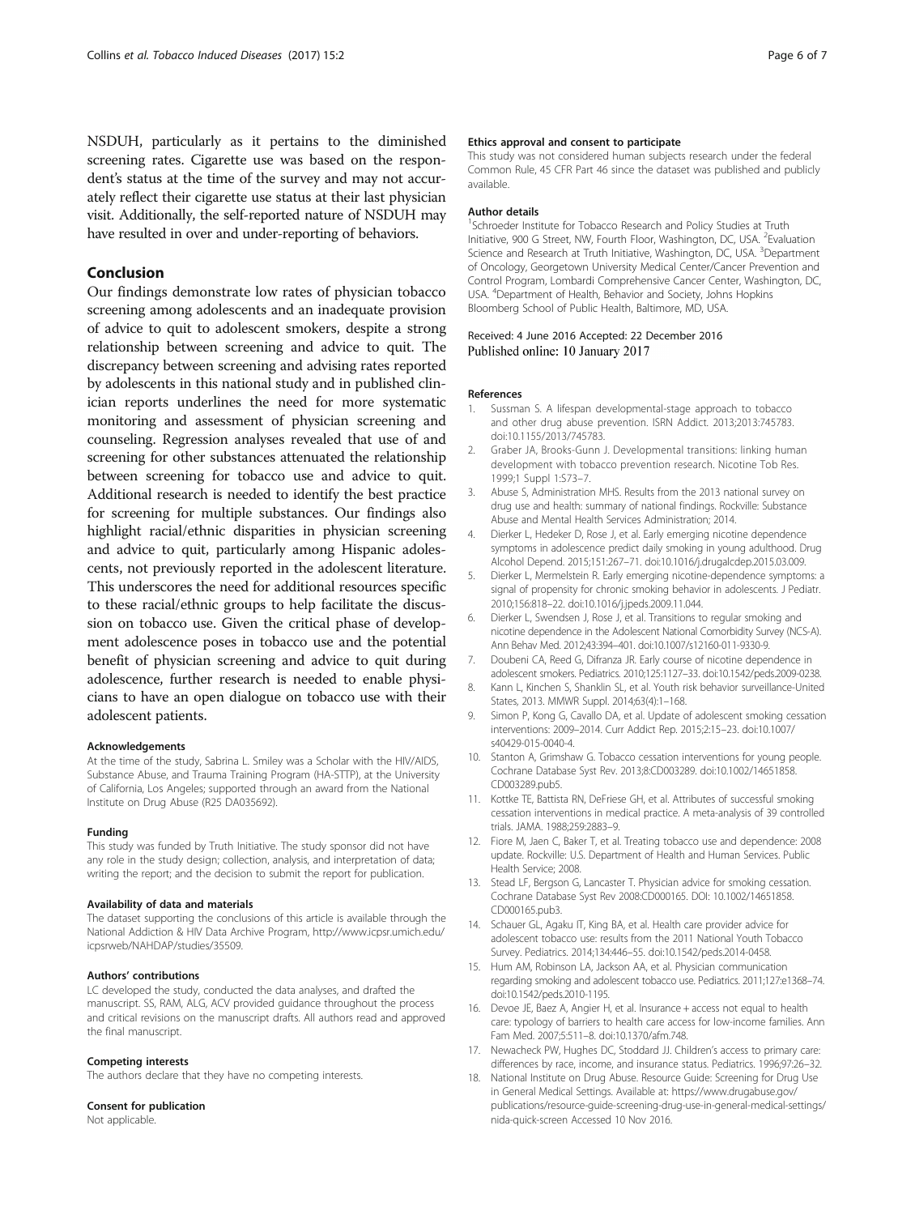NSDUH, particularly as it pertains to the diminished screening rates. Cigarette use was based on the respondent's status at the time of the survey and may not accurately reflect their cigarette use status at their last physician visit. Additionally, the self-reported nature of NSDUH may have resulted in over and under-reporting of behaviors.

## Conclusion

Our findings demonstrate low rates of physician tobacco screening among adolescents and an inadequate provision of advice to quit to adolescent smokers, despite a strong relationship between screening and advice to quit. The discrepancy between screening and advising rates reported by adolescents in this national study and in published clinician reports underlines the need for more systematic monitoring and assessment of physician screening and counseling. Regression analyses revealed that use of and screening for other substances attenuated the relationship between screening for tobacco use and advice to quit. Additional research is needed to identify the best practice for screening for multiple substances. Our findings also highlight racial/ethnic disparities in physician screening and advice to quit, particularly among Hispanic adolescents, not previously reported in the adolescent literature. This underscores the need for additional resources specific to these racial/ethnic groups to help facilitate the discussion on tobacco use. Given the critical phase of development adolescence poses in tobacco use and the potential benefit of physician screening and advice to quit during adolescence, further research is needed to enable physicians to have an open dialogue on tobacco use with their adolescent patients.

#### Acknowledgements

At the time of the study, Sabrina L. Smiley was a Scholar with the HIV/AIDS, Substance Abuse, and Trauma Training Program (HA-STTP), at the University of California, Los Angeles; supported through an award from the National Institute on Drug Abuse (R25 DA035692).

#### Funding

This study was funded by Truth Initiative. The study sponsor did not have any role in the study design; collection, analysis, and interpretation of data; writing the report; and the decision to submit the report for publication.

#### Availability of data and materials

The dataset supporting the conclusions of this article is available through the National Addiction & HIV Data Archive Program, http://www.icpsr.umich.edu/icpsrweb/NAHDAP/studies/35509.

#### Authors' contributions

LC developed the study, conducted the data analyses, and drafted the manuscript. SS, RAM, ALG, ACV provided guidance throughout the process and critical revisions on the manuscript drafts. All authors read and approved the final manuscript.

#### Competing interests

The authors declare that they have no competing interests.

#### Consent for publication

Not applicable.

#### Ethics approval and consent to participate

This study was not considered human subjects research under the federal Common Rule, 45 CFR Part 46 since the dataset was published and publicly available.

#### Author details

[1]Schroeder Institute for Tobacco Research and Policy Studies at Truth Initiative, 900 G Street, NW, Fourth Floor, Washington, DC, USA. [2]Evaluation Science and Research at Truth Initiative, Washington, DC, USA. [3]Department of Oncology, Georgetown University Medical Center/Cancer Prevention and Control Program, Lombardi Comprehensive Cancer Center, Washington, DC, USA. [4]Department of Health, Behavior and Society, Johns Hopkins Bloomberg School of Public Health, Baltimore, MD, USA.

Received: 4 June 2016 Accepted: 22 December 2016
Published online: 10 January 2017

#### References

1. Sussman S. A lifespan developmental-stage approach to tobacco and other drug abuse prevention. ISRN Addict. 2013;2013:745783. doi:10.1155/2013/745783.
2. Graber JA, Brooks-Gunn J. Developmental transitions: linking human development with tobacco prevention research. Nicotine Tob Res. 1999;1 Suppl 1:S73–7.
3. Abuse S, Administration MHS. Results from the 2013 national survey on drug use and health: summary of national findings. Rockville: Substance Abuse and Mental Health Services Administration; 2014.
4. Dierker L, Hedeker D, Rose J, et al. Early emerging nicotine dependence symptoms in adolescence predict daily smoking in young adulthood. Drug Alcohol Depend. 2015;151:267–71. doi:10.1016/j.drugalcdep.2015.03.009.
5. Dierker L, Mermelstein R. Early emerging nicotine-dependence symptoms: a signal of propensity for chronic smoking behavior in adolescents. J Pediatr. 2010;156:818–22. doi:10.1016/j.jpeds.2009.11.044.
6. Dierker L, Swendsen J, Rose J, et al. Transitions to regular smoking and nicotine dependence in the Adolescent National Comorbidity Survey (NCS-A). Ann Behav Med. 2012;43:394–401. doi:10.1007/s12160-011-9330-9.
7. Doubeni CA, Reed G, Difranza JR. Early course of nicotine dependence in adolescent smokers. Pediatrics. 2010;125:1127–33. doi:10.1542/peds.2009-0238.
8. Kann L, Kinchen S, Shanklin SL, et al. Youth risk behavior surveillance-United States, 2013. MMWR Suppl. 2014;63(4):1–168.
9. Simon P, Kong G, Cavallo DA, et al. Update of adolescent smoking cessation interventions: 2009–2014. Curr Addict Rep. 2015;2:15–23. doi:10.1007/s40429-015-0040-4.
10. Stanton A, Grimshaw G. Tobacco cessation interventions for young people. Cochrane Database Syst Rev. 2013;8:CD003289. doi:10.1002/14651858.CD003289.pub5.
11. Kottke TE, Battista RN, DeFriese GH, et al. Attributes of successful smoking cessation interventions in medical practice. A meta-analysis of 39 controlled trials. JAMA. 1988;259:2883–9.
12. Fiore M, Jaen C, Baker T, et al. Treating tobacco use and dependence: 2008 update. Rockville: U.S. Department of Health and Human Services. Public Health Service; 2008.
13. Stead LF, Bergson G, Lancaster T. Physician advice for smoking cessation. Cochrane Database Syst Rev 2008:CD000165. DOI: 10.1002/14651858.CD000165.pub3.
14. Schauer GL, Agaku IT, King BA, et al. Health care provider advice for adolescent tobacco use: results from the 2011 National Youth Tobacco Survey. Pediatrics. 2014;134:446–55. doi:10.1542/peds.2014-0458.
15. Hum AM, Robinson LA, Jackson AA, et al. Physician communication regarding smoking and adolescent tobacco use. Pediatrics. 2011;127:e1368–74. doi:10.1542/peds.2010-1195.
16. Devoe JE, Baez A, Angier H, et al. Insurance + access not equal to health care: typology of barriers to health care access for low-income families. Ann Fam Med. 2007;5:511–8. doi:10.1370/afm.748.
17. Newacheck PW, Hughes DC, Stoddard JJ. Children's access to primary care: differences by race, income, and insurance status. Pediatrics. 1996;97:26–32.
18. National Institute on Drug Abuse. Resource Guide: Screening for Drug Use in General Medical Settings. Available at: https://www.drugabuse.gov/publications/resource-guide-screening-drug-use-in-general-medical-settings/nida-quick-screen Accessed 10 Nov 2016.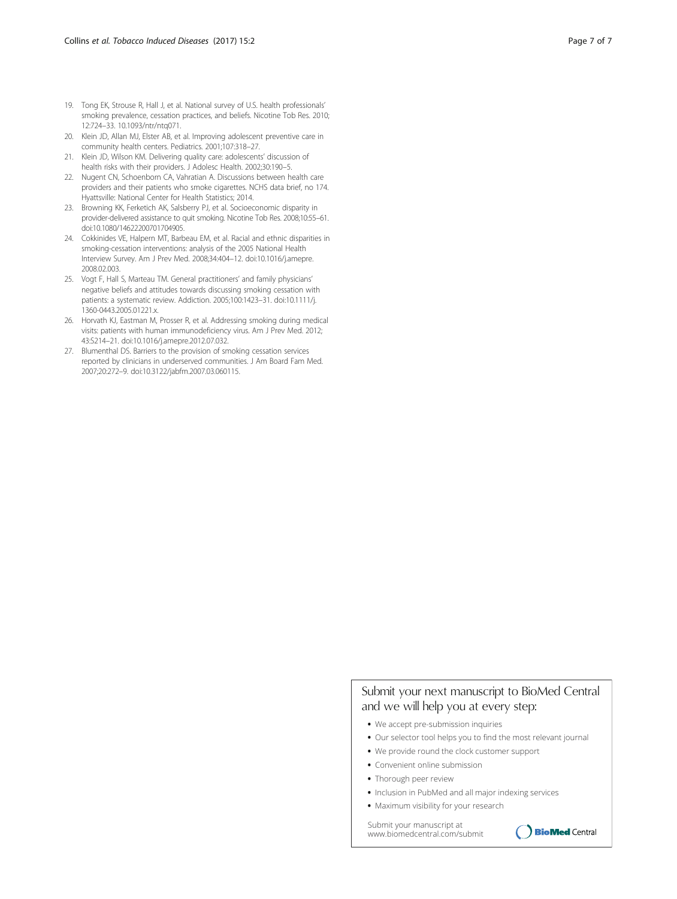19. Tong EK, Strouse R, Hall J, et al. National survey of U.S. health professionals' smoking prevalence, cessation practices, and beliefs. Nicotine Tob Res. 2010; 12:724–33. 10.1093/ntr/ntq071.
20. Klein JD, Allan MJ, Elster AB, et al. Improving adolescent preventive care in community health centers. Pediatrics. 2001;107:318–27.
21. Klein JD, Wilson KM. Delivering quality care: adolescents' discussion of health risks with their providers. J Adolesc Health. 2002;30:190–5.
22. Nugent CN, Schoenborn CA, Vahratian A. Discussions between health care providers and their patients who smoke cigarettes. NCHS data brief, no 174. Hyattsville: National Center for Health Statistics; 2014.
23. Browning KK, Ferketich AK, Salsberry PJ, et al. Socioeconomic disparity in provider-delivered assistance to quit smoking. Nicotine Tob Res. 2008;10:55–61. doi:10.1080/14622200701704905.
24. Cokkinides VE, Halpern MT, Barbeau EM, et al. Racial and ethnic disparities in smoking-cessation interventions: analysis of the 2005 National Health Interview Survey. Am J Prev Med. 2008;34:404–12. doi:10.1016/j.amepre.2008.02.003.
25. Vogt F, Hall S, Marteau TM. General practitioners' and family physicians' negative beliefs and attitudes towards discussing smoking cessation with patients: a systematic review. Addiction. 2005;100:1423–31. doi:10.1111/j.1360-0443.2005.01221.x.
26. Horvath KJ, Eastman M, Prosser R, et al. Addressing smoking during medical visits: patients with human immunodeficiency virus. Am J Prev Med. 2012; 43:S214–21. doi:10.1016/j.amepre.2012.07.032.
27. Blumenthal DS. Barriers to the provision of smoking cessation services reported by clinicians in underserved communities. J Am Board Fam Med. 2007;20:272–9. doi:10.3122/jabfm.2007.03.060115.

Submit your next manuscript to BioMed Central and we will help you at every step:

- We accept pre-submission inquiries
- Our selector tool helps you to find the most relevant journal
- We provide round the clock customer support
- Convenient online submission
- Thorough peer review
- Inclusion in PubMed and all major indexing services
- Maximum visibility for your research

Submit your manuscript at
www.biomedcentral.com/submit

BioMed Central